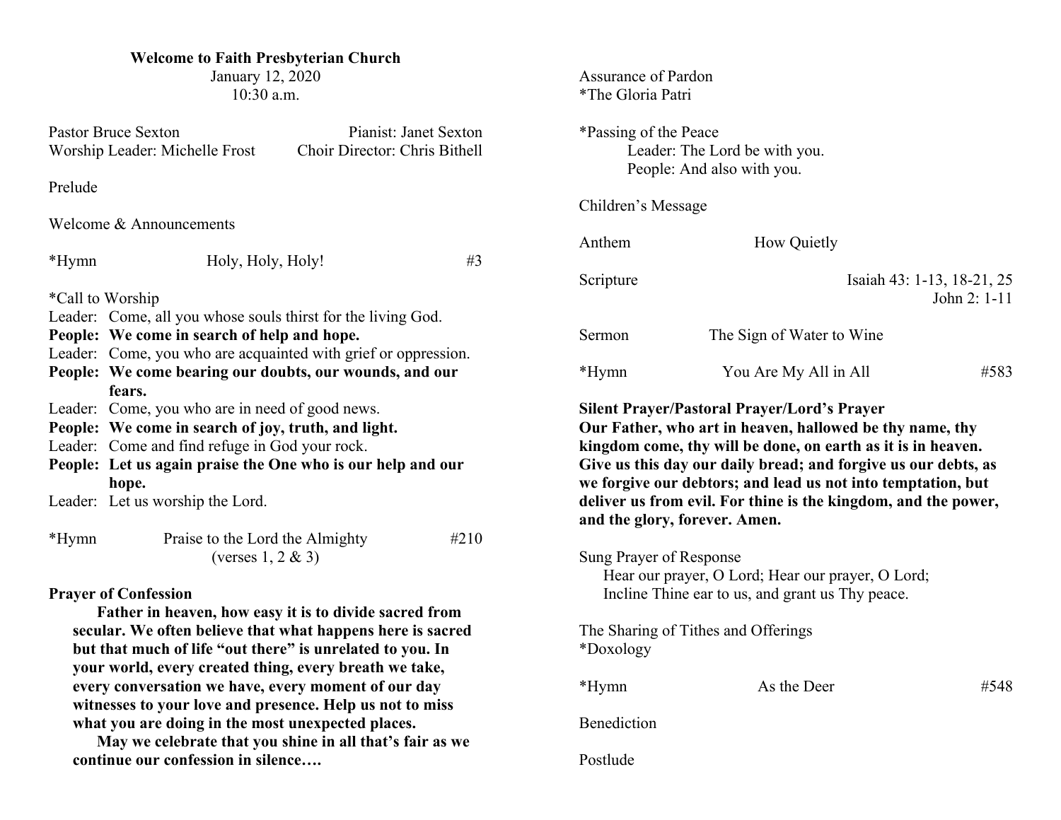**Welcome to Faith Presbyterian Church**
January 12, 2020
10:30 a.m.

Pastor Bruce Sexton — Pianist: Janet Sexton
Worship Leader: Michelle Frost — Choir Director: Chris Bithell

Prelude

Welcome & Announcements

*Hymn — Holy, Holy, Holy! — #3

*Call to Worship

Leader: Come, all you whose souls thirst for the living God.
**People: We come in search of help and hope.**
Leader: Come, you who are acquainted with grief or oppression.
**People: We come bearing our doubts, our wounds, and our fears.**
Leader: Come, you who are in need of good news.
**People: We come in search of joy, truth, and light.**
Leader: Come and find refuge in God your rock.
**People: Let us again praise the One who is our help and our hope.**
Leader: Let us worship the Lord.

*Hymn — Praise to the Lord the Almighty (verses 1, 2 & 3) — #210

**Prayer of Confession**

**Father in heaven, how easy it is to divide sacred from secular. We often believe that what happens here is sacred but that much of life "out there" is unrelated to you. In your world, every created thing, every breath we take, every conversation we have, every moment of our day witnesses to your love and presence. Help us not to miss what you are doing in the most unexpected places.**

**May we celebrate that you shine in all that's fair as we continue our confession in silence….**

Assurance of Pardon
*The Gloria Patri

*Passing of the Peace
Leader: The Lord be with you.
People: And also with you.

Children's Message

Anthem — How Quietly

Scripture — Isaiah 43: 1-13, 18-21, 25; John 2: 1-11

Sermon — The Sign of Water to Wine

*Hymn — You Are My All in All — #583

**Silent Prayer/Pastoral Prayer/Lord's Prayer**

**Our Father, who art in heaven, hallowed be thy name, thy kingdom come, thy will be done, on earth as it is in heaven. Give us this day our daily bread; and forgive us our debts, as we forgive our debtors; and lead us not into temptation, but deliver us from evil. For thine is the kingdom, and the power, and the glory, forever. Amen.**

Sung Prayer of Response
Hear our prayer, O Lord; Hear our prayer, O Lord;
Incline Thine ear to us, and grant us Thy peace.

The Sharing of Tithes and Offerings
*Doxology

*Hymn — As the Deer — #548

Benediction

Postlude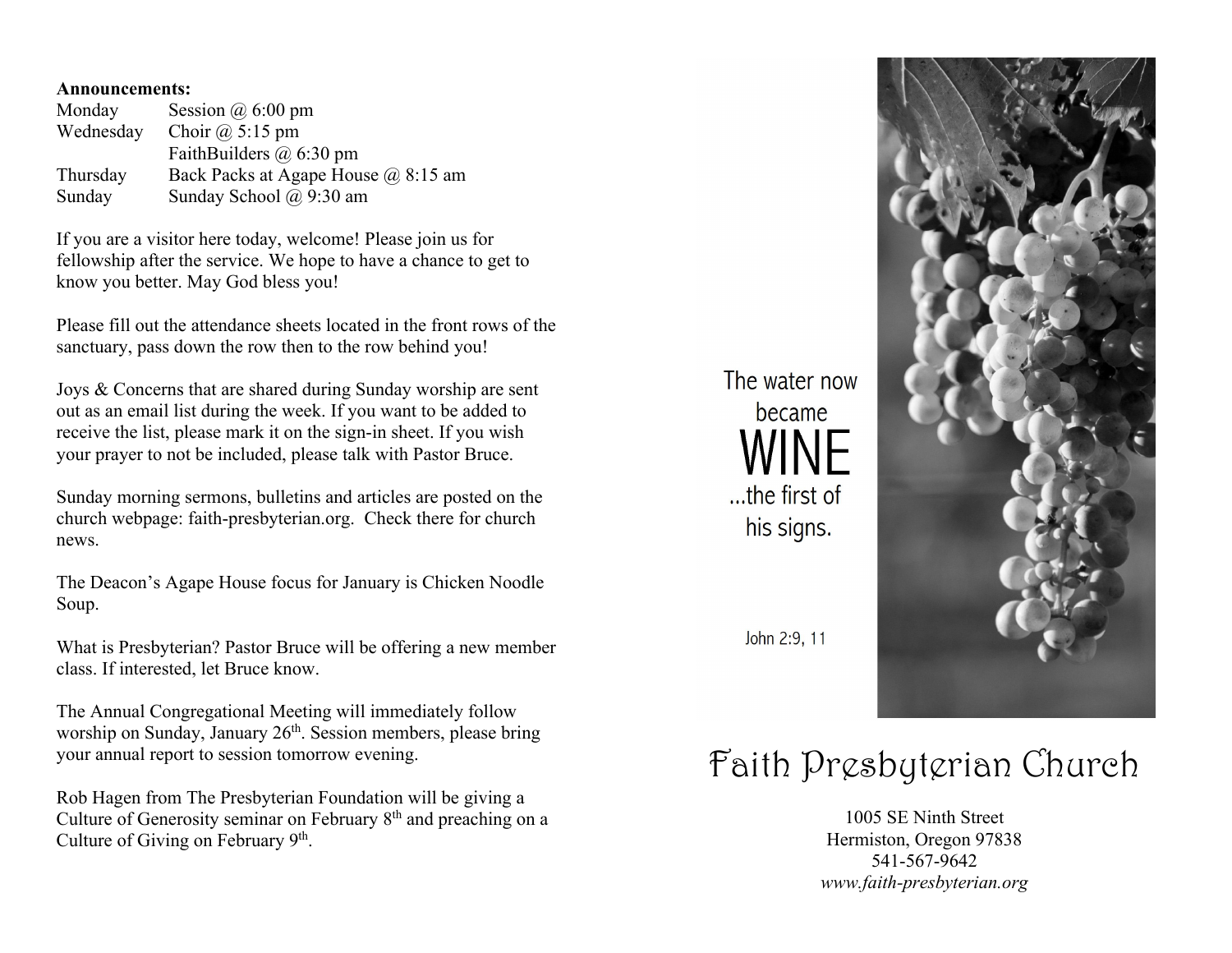**Announcements:**

| | |
|---|---|
| Monday | Session @ 6:00 pm |
| Wednesday | Choir @ 5:15 pm |
| | FaithBuilders @ 6:30 pm |
| Thursday | Back Packs at Agape House @ 8:15 am |
| Sunday | Sunday School @ 9:30 am |

If you are a visitor here today, welcome! Please join us for fellowship after the service. We hope to have a chance to get to know you better. May God bless you!

Please fill out the attendance sheets located in the front rows of the sanctuary, pass down the row then to the row behind you!

Joys & Concerns that are shared during Sunday worship are sent out as an email list during the week. If you want to be added to receive the list, please mark it on the sign-in sheet. If you wish your prayer to not be included, please talk with Pastor Bruce.

Sunday morning sermons, bulletins and articles are posted on the church webpage: faith-presbyterian.org. Check there for church news.

The Deacon's Agape House focus for January is Chicken Noodle Soup.

What is Presbyterian? Pastor Bruce will be offering a new member class. If interested, let Bruce know.

The Annual Congregational Meeting will immediately follow worship on Sunday, January 26th. Session members, please bring your annual report to session tomorrow evening.

Rob Hagen from The Presbyterian Foundation will be giving a Culture of Generosity seminar on February 8th and preaching on a Culture of Giving on February 9th.

The water now became WINE ...the first of his signs.

John 2:9, 11

# Faith Presbyterian Church

1005 SE Ninth Street
Hermiston, Oregon 97838
541-567-9642
*www.faith-presbyterian.org*